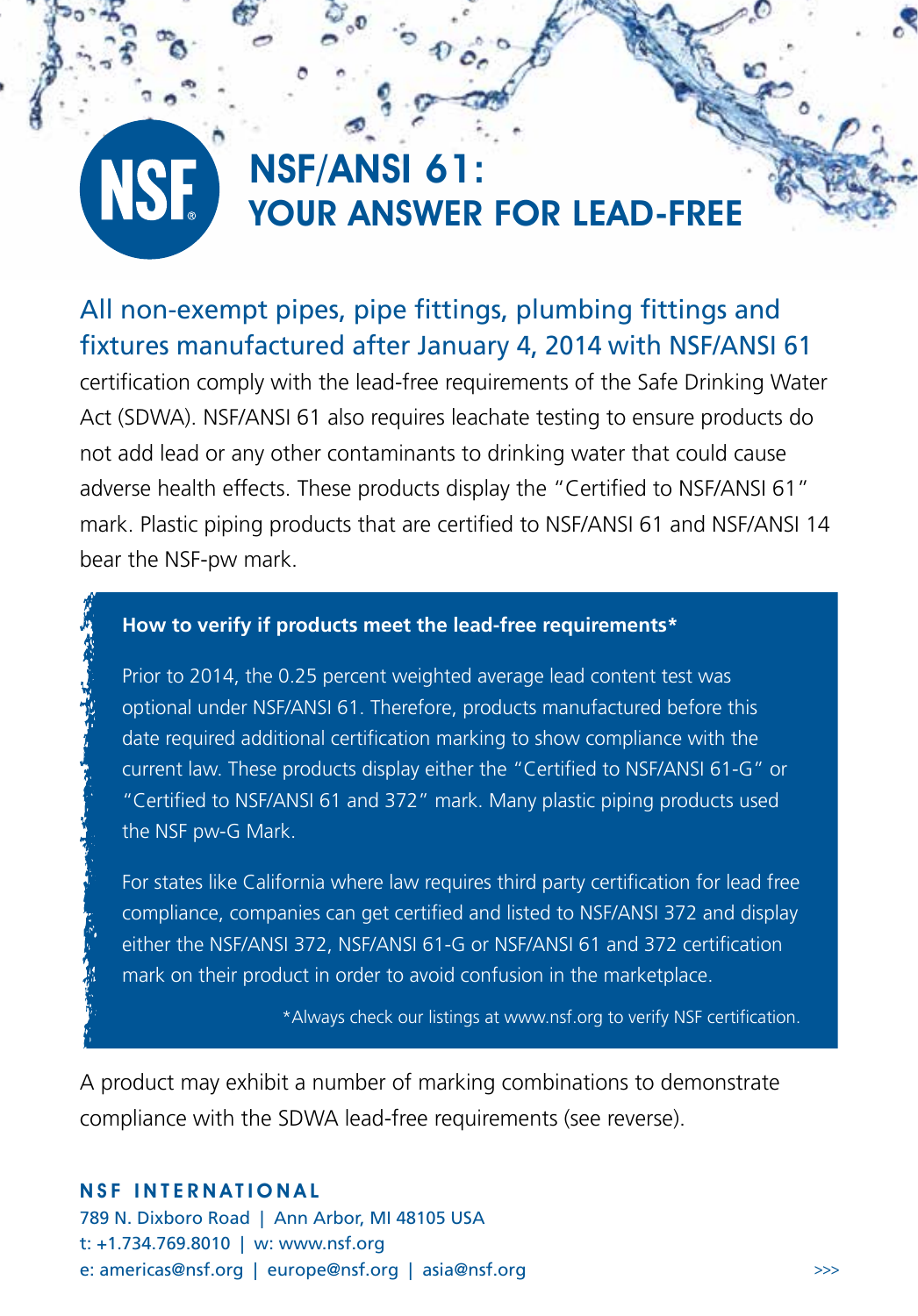# NSF/ANSI 61: YOUR ANSWER FOR LEAD-FREE

All non-exempt pipes, pipe fittings, plumbing fittings and fixtures manufactured after January 4, 2014 with NSF/ANSI 61 certification comply with the lead-free requirements of the Safe Drinking Water Act (SDWA). NSF/ANSI 61 also requires leachate testing to ensure products do not add lead or any other contaminants to drinking water that could cause adverse health effects. These products display the "Certified to NSF/ANSI 61" mark. Plastic piping products that are certified to NSF/ANSI 61 and NSF/ANSI 14 bear the NSF-pw mark.

**How to verify if products meet the lead-free requirements***

Prior to 2014, the 0.25 percent weighted average lead content test was optional under NSF/ANSI 61. Therefore, products manufactured before this date required additional certification marking to show compliance with the current law. These products display either the "Certified to NSF/ANSI 61-G" or "Certified to NSF/ANSI 61 and 372" mark. Many plastic piping products used the NSF pw-G Mark.

For states like California where law requires third party certification for lead free compliance, companies can get certified and listed to NSF/ANSI 372 and display either the NSF/ANSI 372, NSF/ANSI 61-G or NSF/ANSI 61 and 372 certification mark on their product in order to avoid confusion in the marketplace.

*Always check our listings at www.nsf.org to verify NSF certification.

A product may exhibit a number of marking combinations to demonstrate compliance with the SDWA lead-free requirements (see reverse).

**NSF INTERNATIONAL**
789 N. Dixboro Road | Ann Arbor, MI 48105 USA
t: +1.734.769.8010 | w: www.nsf.org
e: americas@nsf.org | europe@nsf.org | asia@nsf.org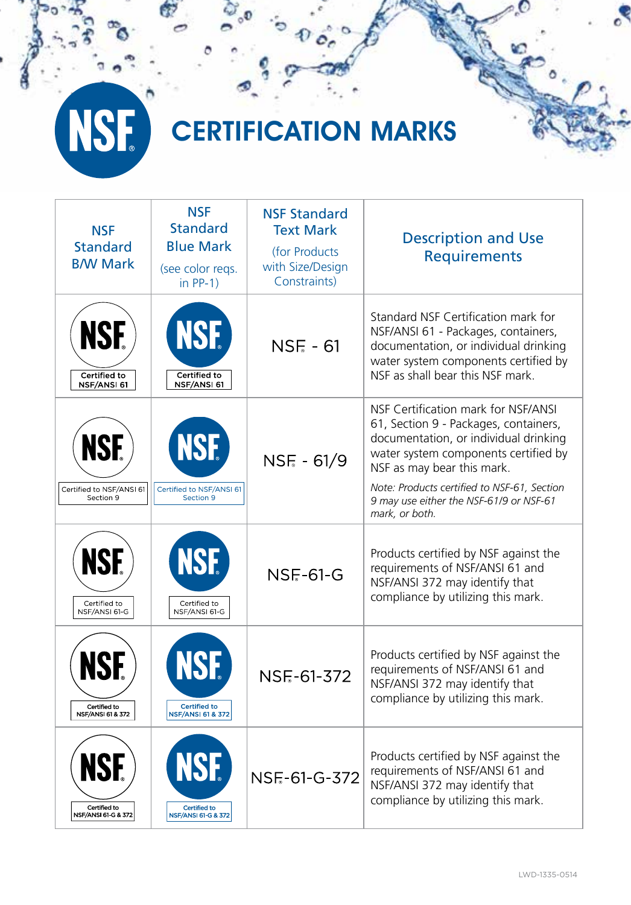# CERTIFICATION MARKS

| NSF Standard B/W Mark | NSF Standard Blue Mark (see color reqs. in PP-1) | NSF Standard Text Mark (for Products with Size/Design Constraints) | Description and Use Requirements |
|---|---|---|---|
| NSF Certified to NSF/ANSI 61 | NSF Certified to NSF/ANSI 61 | NSF - 61 | Standard NSF Certification mark for NSF/ANSI 61 - Packages, containers, documentation, or individual drinking water system components certified by NSF as shall bear this NSF mark. |
| NSF Certified to NSF/ANSI 61 Section 9 | NSF Certified to NSF/ANSI 61 Section 9 | NSF - 61/9 | NSF Certification mark for NSF/ANSI 61, Section 9 - Packages, containers, documentation, or individual drinking water system components certified by NSF as may bear this mark. *Note: Products certified to NSF-61, Section 9 may use either the NSF-61/9 or NSF-61 mark, or both.* |
| NSF Certified to NSF/ANSI 61-G | NSF Certified to NSF/ANSI 61-G | NSF-61-G | Products certified by NSF against the requirements of NSF/ANSI 61 and NSF/ANSI 372 may identify that compliance by utilizing this mark. |
| NSF Certified to NSF/ANSI 61 & 372 | NSF Certified to NSF/ANSI 61 & 372 | NSF-61-372 | Products certified by NSF against the requirements of NSF/ANSI 61 and NSF/ANSI 372 may identify that compliance by utilizing this mark. |
| NSF Certified to NSF/ANSI 61-G & 372 | NSF Certified to NSF/ANSI 61-G & 372 | NSF-61-G-372 | Products certified by NSF against the requirements of NSF/ANSI 61 and NSF/ANSI 372 may identify that compliance by utilizing this mark. |

LWD-1335-0514